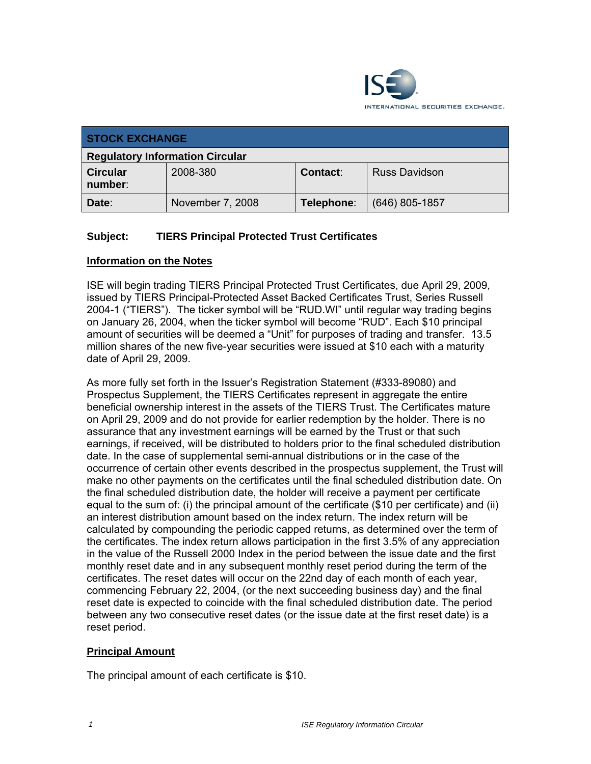## STOCK EXCHANGE

**Regulatory Information Circular**

| **Circular number**: | 2008-380 | **Contact**: | Russ Davidson |
|---|---|---|---|
| **Date**: | November 7, 2008 | **Telephone**: | (646) 805-1857 |

**Subject: TIERS Principal Protected Trust Certificates**

**<u>Information on the Notes</u>**

ISE will begin trading TIERS Principal Protected Trust Certificates, due April 29, 2009, issued by TIERS Principal-Protected Asset Backed Certificates Trust, Series Russell 2004-1 ("TIERS"). The ticker symbol will be "RUD.WI" until regular way trading begins on January 26, 2004, when the ticker symbol will become "RUD". Each $10 principal amount of securities will be deemed a "Unit" for purposes of trading and transfer. 13.5 million shares of the new five-year securities were issued at $10 each with a maturity date of April 29, 2009.

As more fully set forth in the Issuer's Registration Statement (#333-89080) and Prospectus Supplement, the TIERS Certificates represent in aggregate the entire beneficial ownership interest in the assets of the TIERS Trust. The Certificates mature on April 29, 2009 and do not provide for earlier redemption by the holder. There is no assurance that any investment earnings will be earned by the Trust or that such earnings, if received, will be distributed to holders prior to the final scheduled distribution date. In the case of supplemental semi-annual distributions or in the case of the occurrence of certain other events described in the prospectus supplement, the Trust will make no other payments on the certificates until the final scheduled distribution date. On the final scheduled distribution date, the holder will receive a payment per certificate equal to the sum of: (i) the principal amount of the certificate ($10 per certificate) and (ii) an interest distribution amount based on the index return. The index return will be calculated by compounding the periodic capped returns, as determined over the term of the certificates. The index return allows participation in the first 3.5% of any appreciation in the value of the Russell 2000 Index in the period between the issue date and the first monthly reset date and in any subsequent monthly reset period during the term of the certificates. The reset dates will occur on the 22nd day of each month of each year, commencing February 22, 2004, (or the next succeeding business day) and the final reset date is expected to coincide with the final scheduled distribution date. The period between any two consecutive reset dates (or the issue date at the first reset date) is a reset period.

**<u>Principal Amount</u>**

The principal amount of each certificate is $10.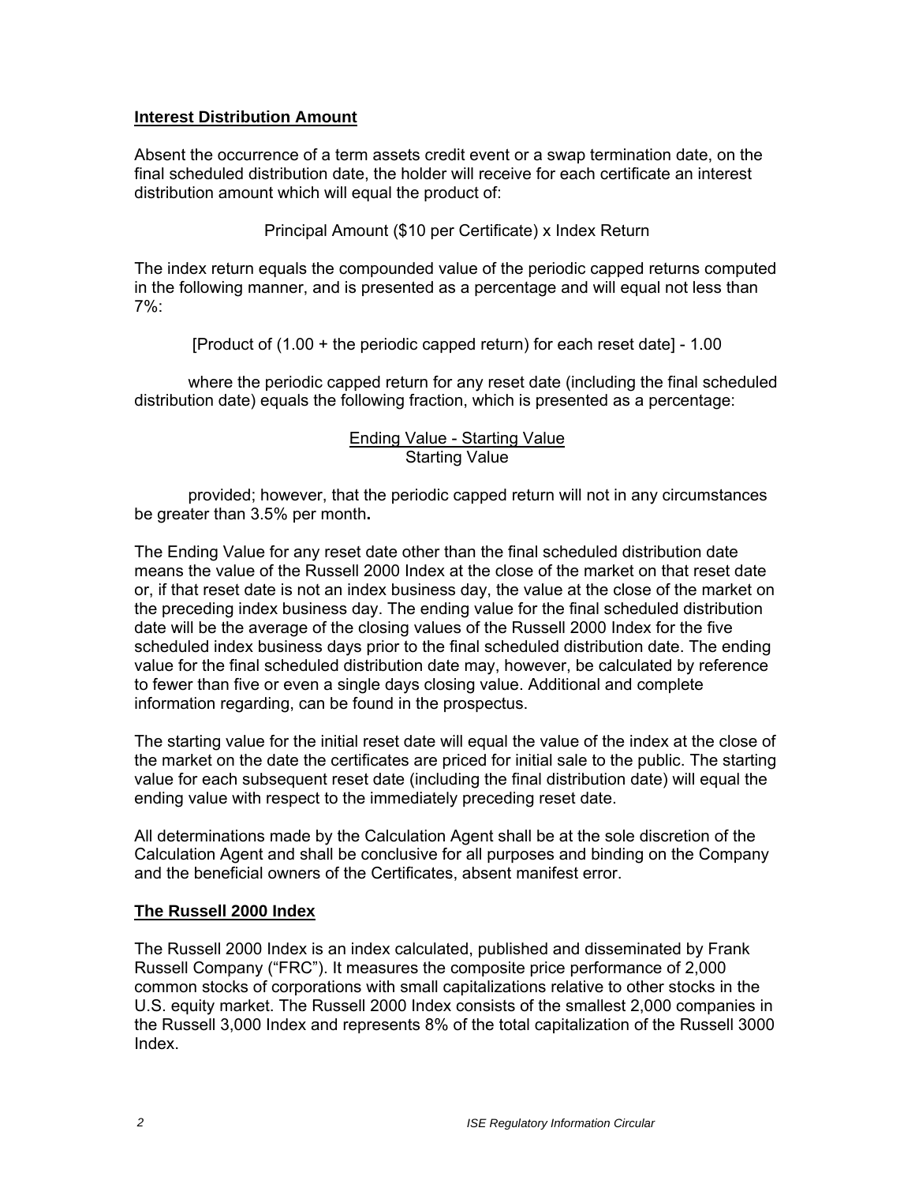## Interest Distribution Amount

Absent the occurrence of a term assets credit event or a swap termination date, on the final scheduled distribution date, the holder will receive for each certificate an interest distribution amount which will equal the product of:

Principal Amount ($10 per Certificate) x Index Return

The index return equals the compounded value of the periodic capped returns computed in the following manner, and is presented as a percentage and will equal not less than 7%:

[Product of (1.00 + the periodic capped return) for each reset date] - 1.00

where the periodic capped return for any reset date (including the final scheduled distribution date) equals the following fraction, which is presented as a percentage:

$$\frac{\text{Ending Value - Starting Value}}{\text{Starting Value}}$$

provided; however, that the periodic capped return will not in any circumstances be greater than 3.5% per month**.**

The Ending Value for any reset date other than the final scheduled distribution date means the value of the Russell 2000 Index at the close of the market on that reset date or, if that reset date is not an index business day, the value at the close of the market on the preceding index business day. The ending value for the final scheduled distribution date will be the average of the closing values of the Russell 2000 Index for the five scheduled index business days prior to the final scheduled distribution date. The ending value for the final scheduled distribution date may, however, be calculated by reference to fewer than five or even a single days closing value. Additional and complete information regarding, can be found in the prospectus.

The starting value for the initial reset date will equal the value of the index at the close of the market on the date the certificates are priced for initial sale to the public. The starting value for each subsequent reset date (including the final distribution date) will equal the ending value with respect to the immediately preceding reset date.

All determinations made by the Calculation Agent shall be at the sole discretion of the Calculation Agent and shall be conclusive for all purposes and binding on the Company and the beneficial owners of the Certificates, absent manifest error.

## The Russell 2000 Index

The Russell 2000 Index is an index calculated, published and disseminated by Frank Russell Company ("FRC"). It measures the composite price performance of 2,000 common stocks of corporations with small capitalizations relative to other stocks in the U.S. equity market. The Russell 2000 Index consists of the smallest 2,000 companies in the Russell 3,000 Index and represents 8% of the total capitalization of the Russell 3000 Index.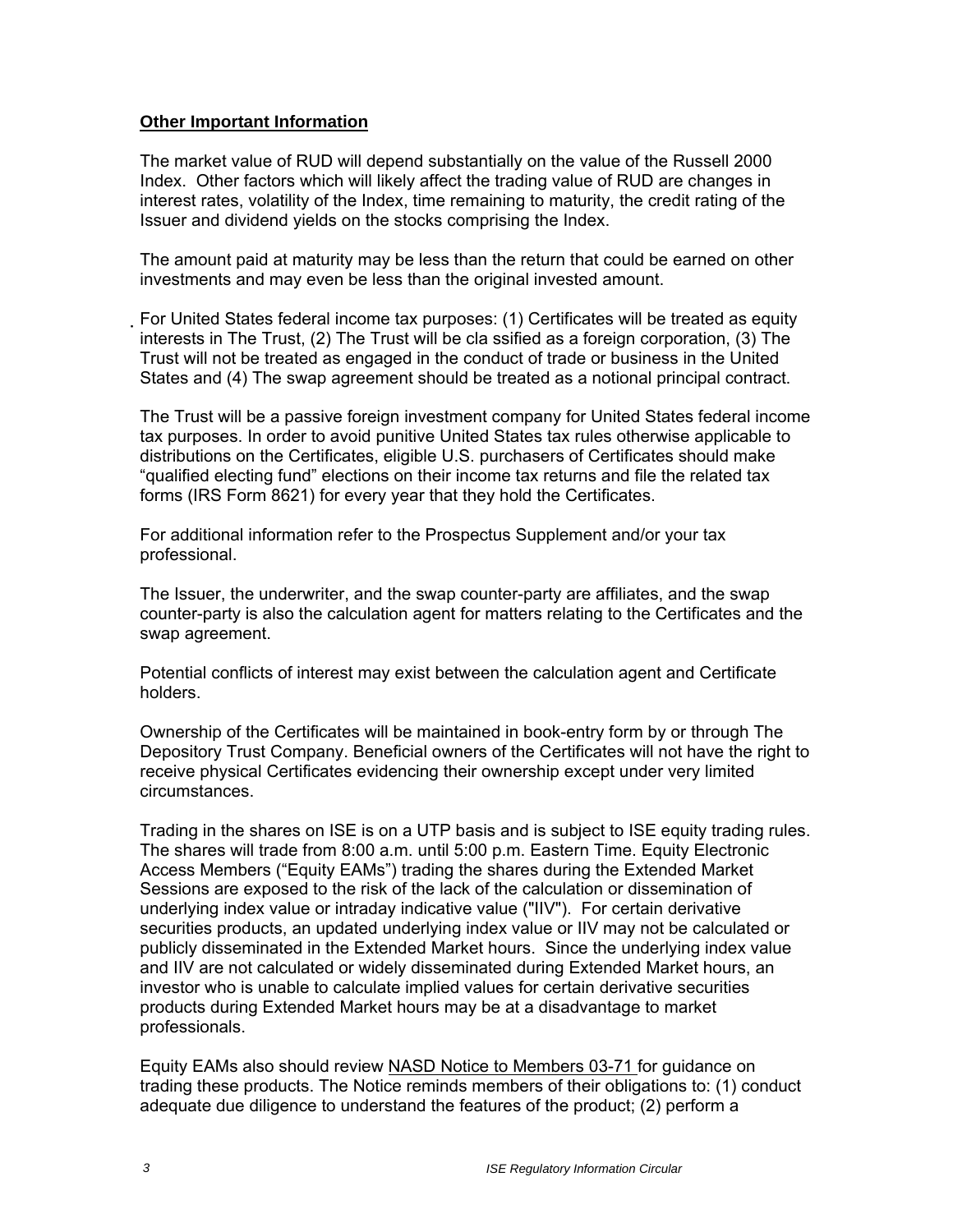**Other Important Information**

The market value of RUD will depend substantially on the value of the Russell 2000 Index. Other factors which will likely affect the trading value of RUD are changes in interest rates, volatility of the Index, time remaining to maturity, the credit rating of the Issuer and dividend yields on the stocks comprising the Index.

The amount paid at maturity may be less than the return that could be earned on other investments and may even be less than the original invested amount.

For United States federal income tax purposes: (1) Certificates will be treated as equity interests in The Trust, (2) The Trust will be cla ssified as a foreign corporation, (3) The Trust will not be treated as engaged in the conduct of trade or business in the United States and (4) The swap agreement should be treated as a notional principal contract.

The Trust will be a passive foreign investment company for United States federal income tax purposes. In order to avoid punitive United States tax rules otherwise applicable to distributions on the Certificates, eligible U.S. purchasers of Certificates should make "qualified electing fund" elections on their income tax returns and file the related tax forms (IRS Form 8621) for every year that they hold the Certificates.

For additional information refer to the Prospectus Supplement and/or your tax professional.

The Issuer, the underwriter, and the swap counter-party are affiliates, and the swap counter-party is also the calculation agent for matters relating to the Certificates and the swap agreement.

Potential conflicts of interest may exist between the calculation agent and Certificate holders.

Ownership of the Certificates will be maintained in book-entry form by or through The Depository Trust Company. Beneficial owners of the Certificates will not have the right to receive physical Certificates evidencing their ownership except under very limited circumstances.

Trading in the shares on ISE is on a UTP basis and is subject to ISE equity trading rules. The shares will trade from 8:00 a.m. until 5:00 p.m. Eastern Time. Equity Electronic Access Members ("Equity EAMs") trading the shares during the Extended Market Sessions are exposed to the risk of the lack of the calculation or dissemination of underlying index value or intraday indicative value ("IIV"). For certain derivative securities products, an updated underlying index value or IIV may not be calculated or publicly disseminated in the Extended Market hours. Since the underlying index value and IIV are not calculated or widely disseminated during Extended Market hours, an investor who is unable to calculate implied values for certain derivative securities products during Extended Market hours may be at a disadvantage to market professionals.

Equity EAMs also should review NASD Notice to Members 03-71 for guidance on trading these products. The Notice reminds members of their obligations to: (1) conduct adequate due diligence to understand the features of the product; (2) perform a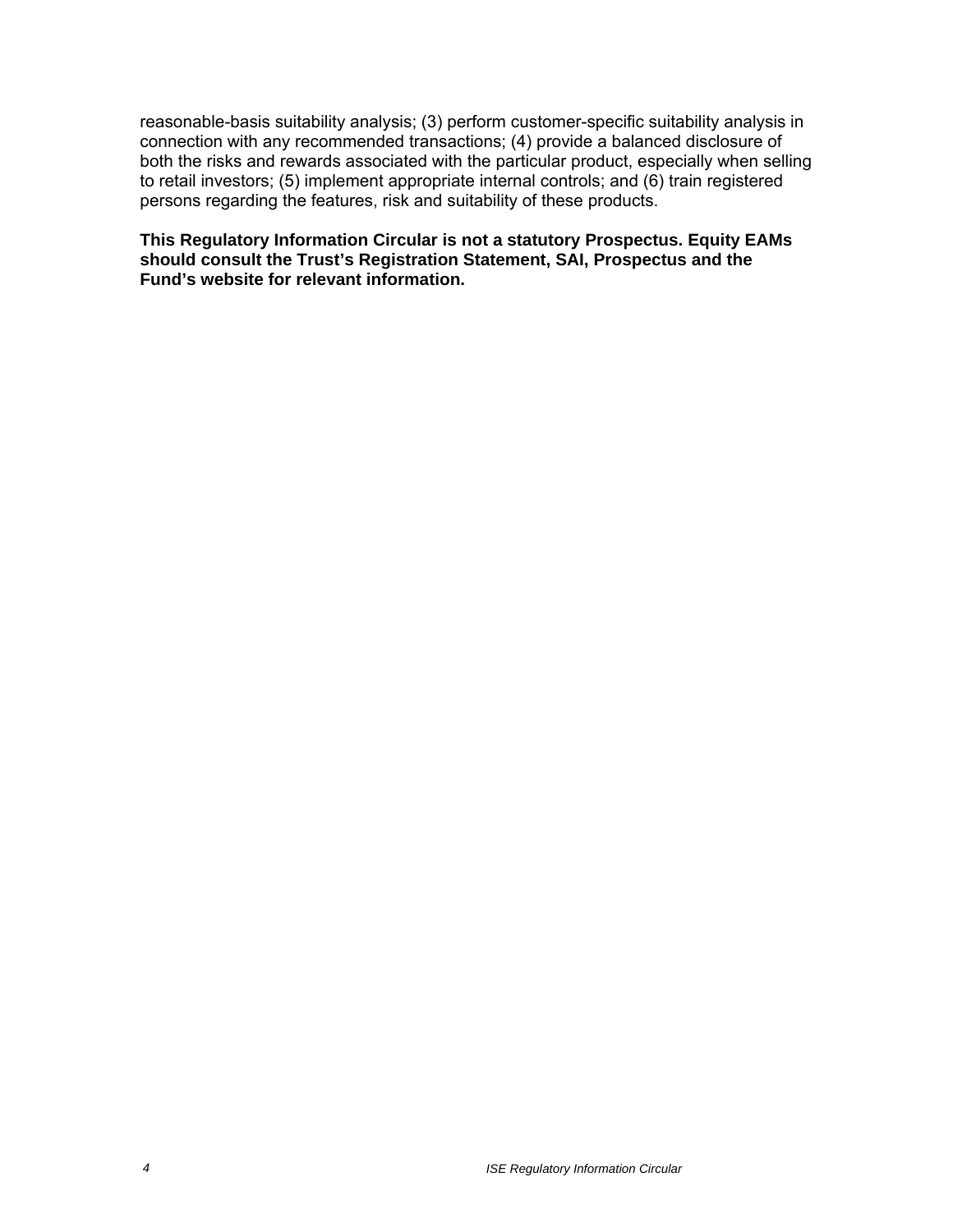reasonable-basis suitability analysis; (3) perform customer-specific suitability analysis in connection with any recommended transactions; (4) provide a balanced disclosure of both the risks and rewards associated with the particular product, especially when selling to retail investors; (5) implement appropriate internal controls; and (6) train registered persons regarding the features, risk and suitability of these products.

**This Regulatory Information Circular is not a statutory Prospectus. Equity EAMs should consult the Trust's Registration Statement, SAI, Prospectus and the Fund's website for relevant information.**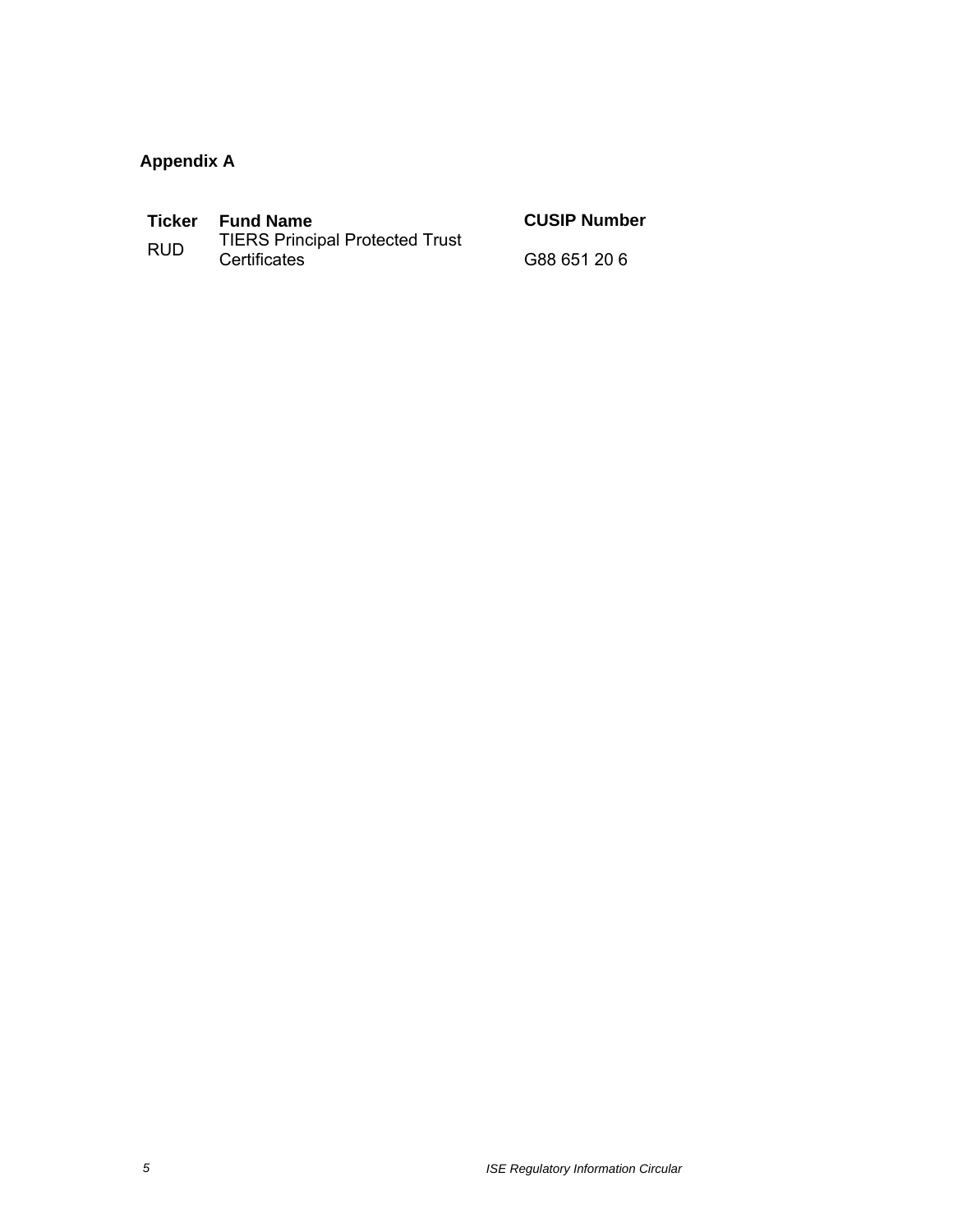## Appendix A

| Ticker | Fund Name | CUSIP Number |
| --- | --- | --- |
| RUD | TIERS Principal Protected Trust Certificates | G88 651 20 6 |